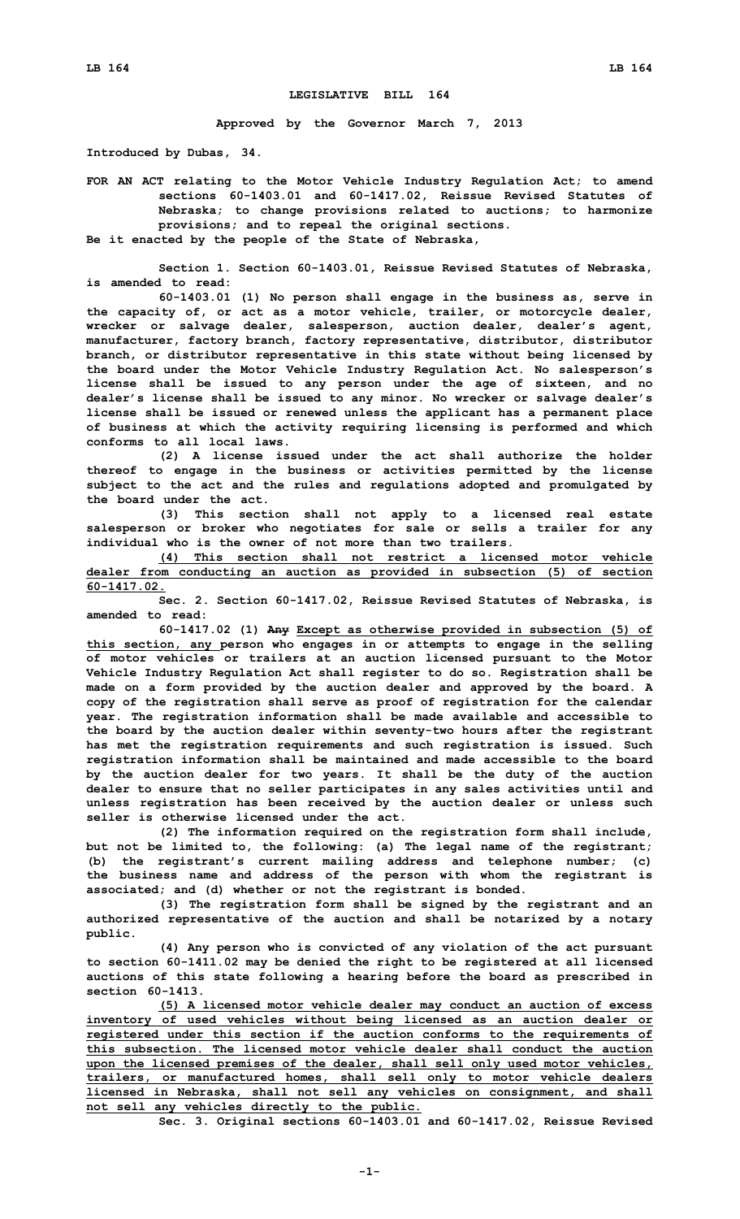# LEGISLATIVE BILL 164

**Approved by the Governor March 7, 2013**

**Introduced by Dubas, 34.**

**FOR AN ACT relating to the Motor Vehicle Industry Regulation Act; to amend sections 60-1403.01 and 60-1417.02, Reissue Revised Statutes of Nebraska; to change provisions related to auctions; to harmonize provisions; and to repeal the original sections.**

**Be it enacted by the people of the State of Nebraska,**

**Section 1. Section 60-1403.01, Reissue Revised Statutes of Nebraska, is amended to read:**

**60-1403.01 (1) No person shall engage in the business as, serve in the capacity of, or act as a motor vehicle, trailer, or motorcycle dealer, wrecker or salvage dealer, salesperson, auction dealer, dealer's agent, manufacturer, factory branch, factory representative, distributor, distributor branch, or distributor representative in this state without being licensed by the board under the Motor Vehicle Industry Regulation Act. No salesperson's license shall be issued to any person under the age of sixteen, and no dealer's license shall be issued to any minor. No wrecker or salvage dealer's license shall be issued or renewed unless the applicant has a permanent place of business at which the activity requiring licensing is performed and which conforms to all local laws.**

**(2) A license issued under the act shall authorize the holder thereof to engage in the business or activities permitted by the license subject to the act and the rules and regulations adopted and promulgated by the board under the act.**

**(3) This section shall not apply to a licensed real estate salesperson or broker who negotiates for sale or sells a trailer for any individual who is the owner of not more than two trailers.**

**<u>(4) This section shall not restrict a licensed motor vehicle dealer from conducting an auction as provided in subsection (5) of section 60-1417.02.</u>**

**Sec. 2. Section 60-1417.02, Reissue Revised Statutes of Nebraska, is amended to read:**

**60-1417.02 (1) ~~Any~~ <u>Except as otherwise provided in subsection (5) of this section, any</u> person who engages in or attempts to engage in the selling of motor vehicles or trailers at an auction licensed pursuant to the Motor Vehicle Industry Regulation Act shall register to do so. Registration shall be made on a form provided by the auction dealer and approved by the board. A copy of the registration shall serve as proof of registration for the calendar year. The registration information shall be made available and accessible to the board by the auction dealer within seventy-two hours after the registrant has met the registration requirements and such registration is issued. Such registration information shall be maintained and made accessible to the board by the auction dealer for two years. It shall be the duty of the auction dealer to ensure that no seller participates in any sales activities until and unless registration has been received by the auction dealer or unless such seller is otherwise licensed under the act.**

**(2) The information required on the registration form shall include, but not be limited to, the following: (a) The legal name of the registrant; (b) the registrant's current mailing address and telephone number; (c) the business name and address of the person with whom the registrant is associated; and (d) whether or not the registrant is bonded.**

**(3) The registration form shall be signed by the registrant and an authorized representative of the auction and shall be notarized by a notary public.**

**(4) Any person who is convicted of any violation of the act pursuant to section 60-1411.02 may be denied the right to be registered at all licensed auctions of this state following a hearing before the board as prescribed in section 60-1413.**

**<u>(5) A licensed motor vehicle dealer may conduct an auction of excess inventory of used vehicles without being licensed as an auction dealer or registered under this section if the auction conforms to the requirements of this subsection. The licensed motor vehicle dealer shall conduct the auction upon the licensed premises of the dealer, shall sell only used motor vehicles, trailers, or manufactured homes, shall sell only to motor vehicle dealers licensed in Nebraska, shall not sell any vehicles on consignment, and shall not sell any vehicles directly to the public.</u>**

**Sec. 3. Original sections 60-1403.01 and 60-1417.02, Reissue Revised**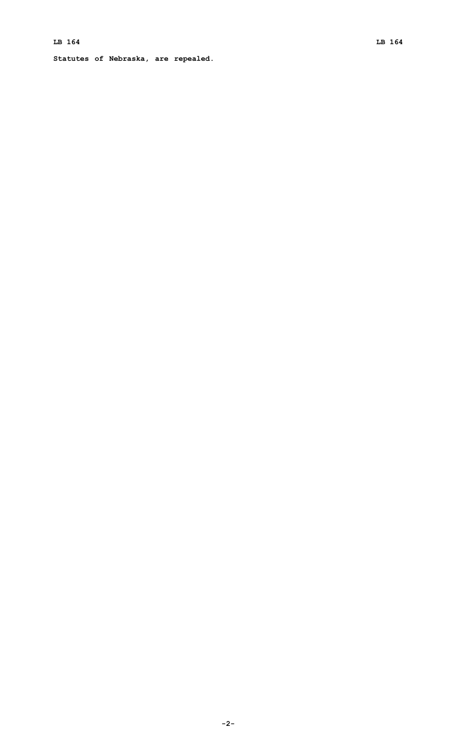Statutes of Nebraska, are repealed.